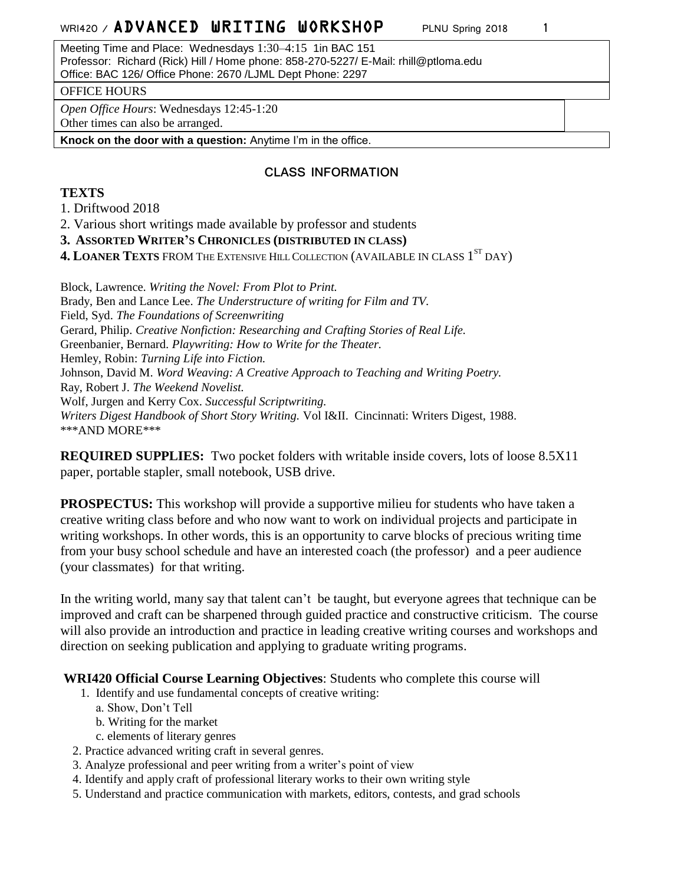# WRI420 / ADVANCED WRITING WORKSHOP PLNU Spring 2018

Meeting Time and Place: Wednesdays 1:30–4:15 1in BAC 151
Professor: Richard (Rick) Hill / Home phone: 858-270-5227/ E-Mail: rhill@ptloma.edu
Office: BAC 126/ Office Phone: 2670 /LJML Dept Phone: 2297

OFFICE HOURS

*Open Office Hours*: Wednesdays 12:45-1:20
Other times can also be arranged.

**Knock on the door with a question:** Anytime I'm in the office.

## CLASS INFORMATION

**TEXTS**

1. Driftwood 2018
2. Various short writings made available by professor and students
3. **ASSORTED WRITER'S CHRONICLES (DISTRIBUTED IN CLASS)**
4. **LOANER TEXTS** FROM THE EXTENSIVE HILL COLLECTION (AVAILABLE IN CLASS 1ST DAY)

Block, Lawrence. *Writing the Novel: From Plot to Print.*
Brady, Ben and Lance Lee. *The Understructure of writing for Film and TV.*
Field, Syd. *The Foundations of Screenwriting*
Gerard, Philip. *Creative Nonfiction: Researching and Crafting Stories of Real Life.*
Greenbanier, Bernard. *Playwriting: How to Write for the Theater.*
Hemley, Robin: *Turning Life into Fiction.*
Johnson, David M. *Word Weaving: A Creative Approach to Teaching and Writing Poetry.*
Ray, Robert J. *The Weekend Novelist.*
Wolf, Jurgen and Kerry Cox. *Successful Scriptwriting.*
*Writers Digest Handbook of Short Story Writing.* Vol I&II. Cincinnati: Writers Digest, 1988.
***AND MORE***

**REQUIRED SUPPLIES:** Two pocket folders with writable inside covers, lots of loose 8.5X11 paper, portable stapler, small notebook, USB drive.

**PROSPECTUS:** This workshop will provide a supportive milieu for students who have taken a creative writing class before and who now want to work on individual projects and participate in writing workshops. In other words, this is an opportunity to carve blocks of precious writing time from your busy school schedule and have an interested coach (the professor) and a peer audience (your classmates) for that writing.

In the writing world, many say that talent can't be taught, but everyone agrees that technique can be improved and craft can be sharpened through guided practice and constructive criticism. The course will also provide an introduction and practice in leading creative writing courses and workshops and direction on seeking publication and applying to graduate writing programs.

**WRI420 Official Course Learning Objectives**: Students who complete this course will

1. Identify and use fundamental concepts of creative writing:
   a. Show, Don't Tell
   b. Writing for the market
   c. elements of literary genres
2. Practice advanced writing craft in several genres.
3. Analyze professional and peer writing from a writer's point of view
4. Identify and apply craft of professional literary works to their own writing style
5. Understand and practice communication with markets, editors, contests, and grad schools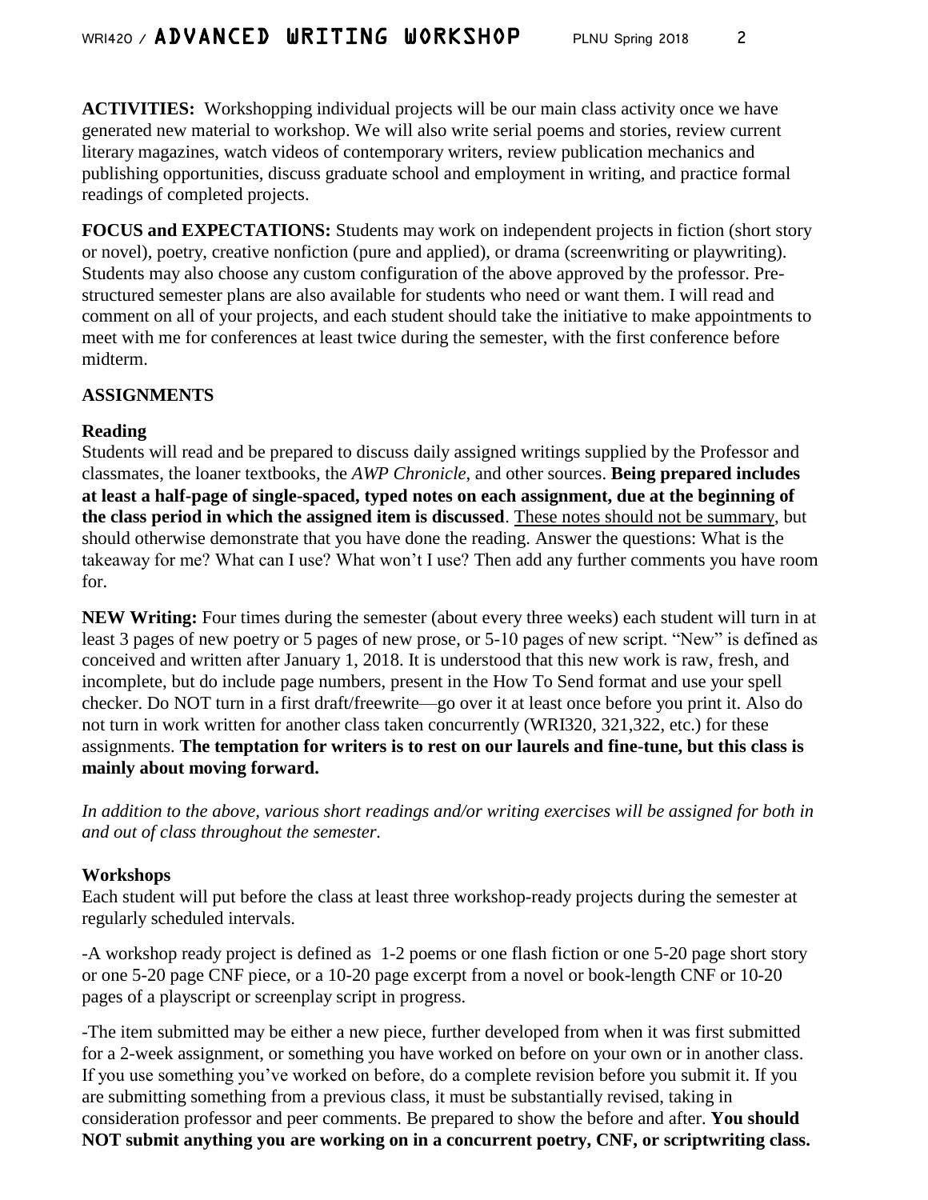**ACTIVITIES:** Workshopping individual projects will be our main class activity once we have generated new material to workshop. We will also write serial poems and stories, review current literary magazines, watch videos of contemporary writers, review publication mechanics and publishing opportunities, discuss graduate school and employment in writing, and practice formal readings of completed projects.

**FOCUS and EXPECTATIONS:** Students may work on independent projects in fiction (short story or novel), poetry, creative nonfiction (pure and applied), or drama (screenwriting or playwriting). Students may also choose any custom configuration of the above approved by the professor. Pre-structured semester plans are also available for students who need or want them. I will read and comment on all of your projects, and each student should take the initiative to make appointments to meet with me for conferences at least twice during the semester, with the first conference before midterm.

## ASSIGNMENTS

### Reading

Students will read and be prepared to discuss daily assigned writings supplied by the Professor and classmates, the loaner textbooks, the *AWP Chronicle*, and other sources. **Being prepared includes at least a half-page of single-spaced, typed notes on each assignment, due at the beginning of the class period in which the assigned item is discussed**. These notes should not be summary, but should otherwise demonstrate that you have done the reading. Answer the questions: What is the takeaway for me? What can I use? What won't I use? Then add any further comments you have room for.

**NEW Writing:** Four times during the semester (about every three weeks) each student will turn in at least 3 pages of new poetry or 5 pages of new prose, or 5-10 pages of new script. "New" is defined as conceived and written after January 1, 2018. It is understood that this new work is raw, fresh, and incomplete, but do include page numbers, present in the How To Send format and use your spell checker. Do NOT turn in a first draft/freewrite—go over it at least once before you print it. Also do not turn in work written for another class taken concurrently (WRI320, 321,322, etc.) for these assignments. **The temptation for writers is to rest on our laurels and fine-tune, but this class is mainly about moving forward.**

*In addition to the above, various short readings and/or writing exercises will be assigned for both in and out of class throughout the semester.*

### Workshops

Each student will put before the class at least three workshop-ready projects during the semester at regularly scheduled intervals.

-A workshop ready project is defined as 1-2 poems or one flash fiction or one 5-20 page short story or one 5-20 page CNF piece, or a 10-20 page excerpt from a novel or book-length CNF or 10-20 pages of a playscript or screenplay script in progress.

-The item submitted may be either a new piece, further developed from when it was first submitted for a 2-week assignment, or something you have worked on before on your own or in another class. If you use something you've worked on before, do a complete revision before you submit it. If you are submitting something from a previous class, it must be substantially revised, taking in consideration professor and peer comments. Be prepared to show the before and after. **You should NOT submit anything you are working on in a concurrent poetry, CNF, or scriptwriting class.**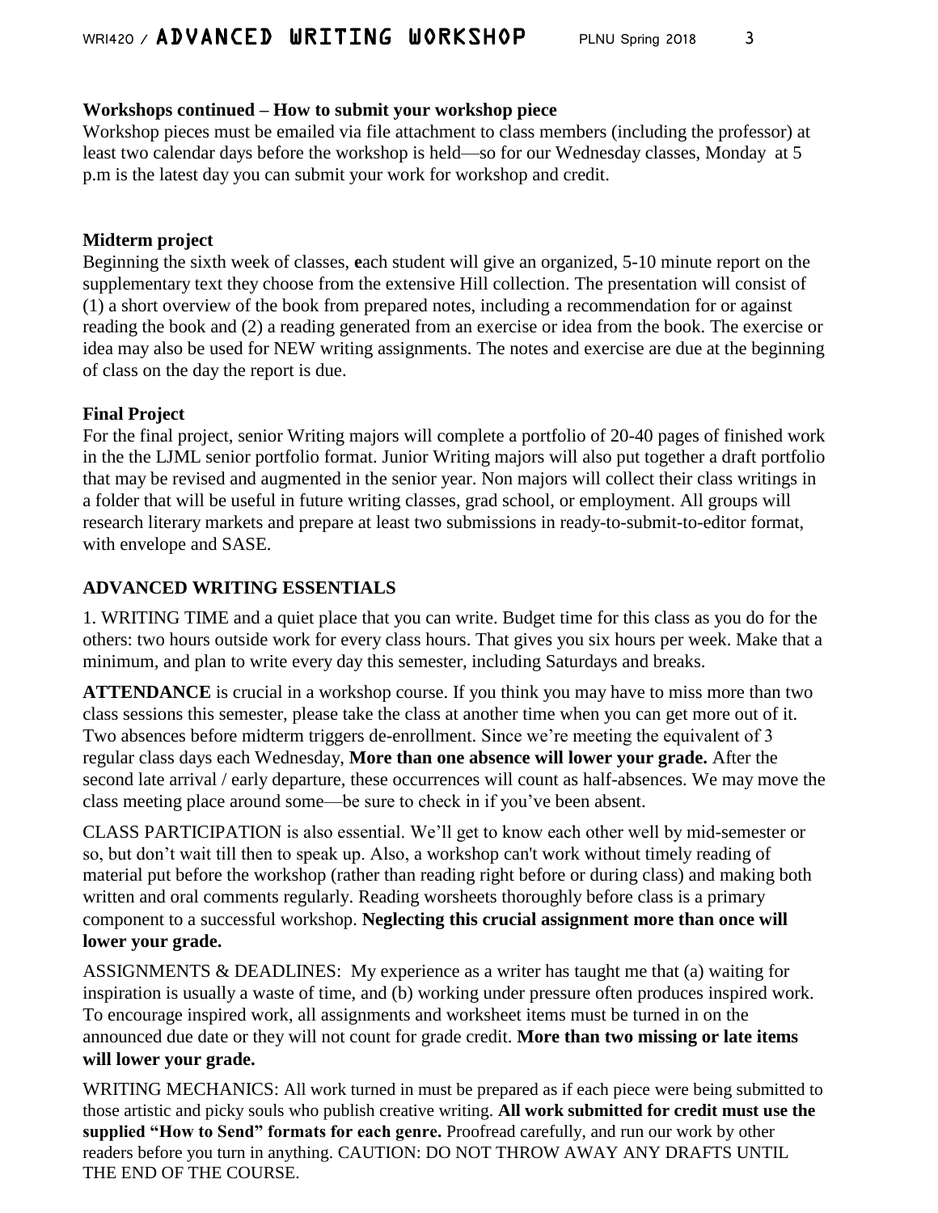**Workshops continued – How to submit your workshop piece**

Workshop pieces must be emailed via file attachment to class members (including the professor) at least two calendar days before the workshop is held—so for our Wednesday classes, Monday at 5 p.m is the latest day you can submit your work for workshop and credit.

**Midterm project**

Beginning the sixth week of classes, **e**ach student will give an organized, 5-10 minute report on the supplementary text they choose from the extensive Hill collection. The presentation will consist of (1) a short overview of the book from prepared notes, including a recommendation for or against reading the book and (2) a reading generated from an exercise or idea from the book. The exercise or idea may also be used for NEW writing assignments. The notes and exercise are due at the beginning of class on the day the report is due.

**Final Project**

For the final project, senior Writing majors will complete a portfolio of 20-40 pages of finished work in the the LJML senior portfolio format. Junior Writing majors will also put together a draft portfolio that may be revised and augmented in the senior year. Non majors will collect their class writings in a folder that will be useful in future writing classes, grad school, or employment. All groups will research literary markets and prepare at least two submissions in ready-to-submit-to-editor format, with envelope and SASE.

**ADVANCED WRITING ESSENTIALS**

1. WRITING TIME and a quiet place that you can write. Budget time for this class as you do for the others: two hours outside work for every class hours. That gives you six hours per week. Make that a minimum, and plan to write every day this semester, including Saturdays and breaks.

**ATTENDANCE** is crucial in a workshop course. If you think you may have to miss more than two class sessions this semester, please take the class at another time when you can get more out of it. Two absences before midterm triggers de-enrollment. Since we're meeting the equivalent of 3 regular class days each Wednesday, **More than one absence will lower your grade.** After the second late arrival / early departure, these occurrences will count as half-absences. We may move the class meeting place around some—be sure to check in if you've been absent.

CLASS PARTICIPATION is also essential. We'll get to know each other well by mid-semester or so, but don't wait till then to speak up. Also, a workshop can't work without timely reading of material put before the workshop (rather than reading right before or during class) and making both written and oral comments regularly. Reading worsheets thoroughly before class is a primary component to a successful workshop. **Neglecting this crucial assignment more than once will lower your grade.**

ASSIGNMENTS & DEADLINES: My experience as a writer has taught me that (a) waiting for inspiration is usually a waste of time, and (b) working under pressure often produces inspired work. To encourage inspired work, all assignments and worksheet items must be turned in on the announced due date or they will not count for grade credit. **More than two missing or late items will lower your grade.**

WRITING MECHANICS: All work turned in must be prepared as if each piece were being submitted to those artistic and picky souls who publish creative writing. **All work submitted for credit must use the supplied "How to Send" formats for each genre.** Proofread carefully, and run our work by other readers before you turn in anything. CAUTION: DO NOT THROW AWAY ANY DRAFTS UNTIL THE END OF THE COURSE.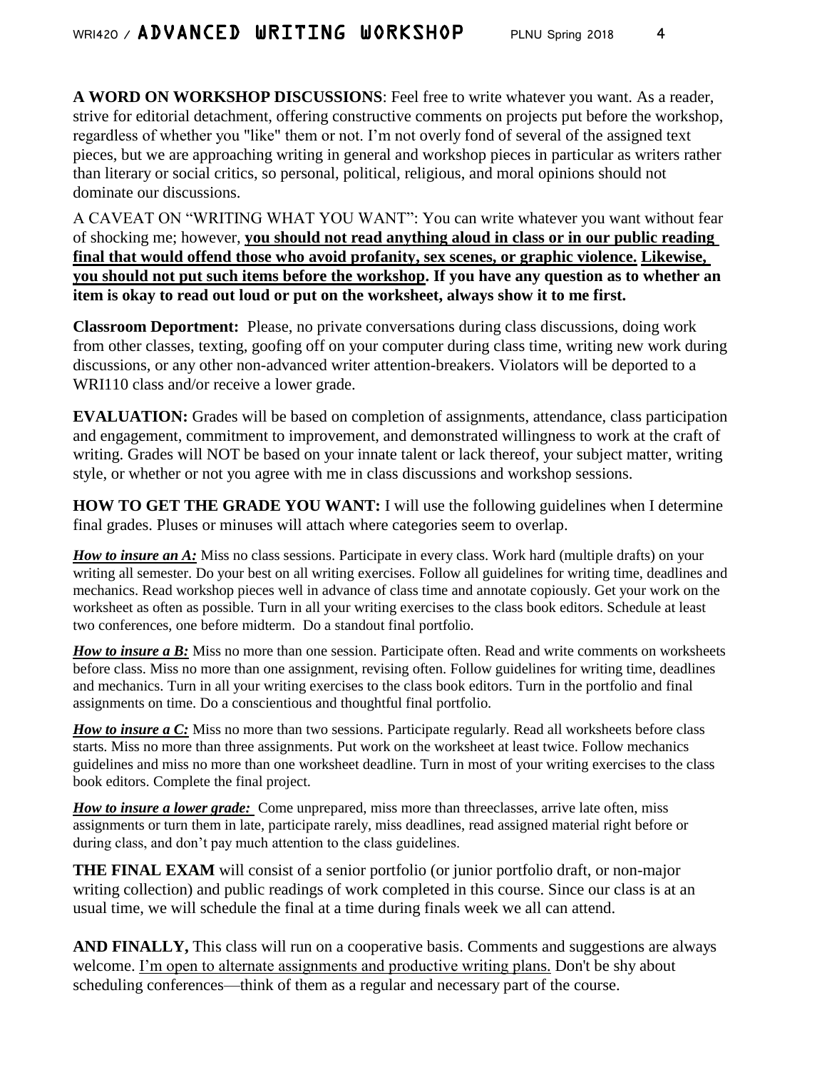**A WORD ON WORKSHOP DISCUSSIONS**: Feel free to write whatever you want. As a reader, strive for editorial detachment, offering constructive comments on projects put before the workshop, regardless of whether you "like" them or not. I'm not overly fond of several of the assigned text pieces, but we are approaching writing in general and workshop pieces in particular as writers rather than literary or social critics, so personal, political, religious, and moral opinions should not dominate our discussions.

A CAVEAT ON "WRITING WHAT YOU WANT": You can write whatever you want without fear of shocking me; however, **<u>you should not read anything aloud in class or in our public reading final that would offend those who avoid profanity, sex scenes, or graphic violence.</u> <u>Likewise, you should not put such items before the workshop</u>. If you have any question as to whether an item is okay to read out loud or put on the worksheet, always show it to me first.**

**Classroom Deportment:** Please, no private conversations during class discussions, doing work from other classes, texting, goofing off on your computer during class time, writing new work during discussions, or any other non-advanced writer attention-breakers. Violators will be deported to a WRI110 class and/or receive a lower grade.

**EVALUATION:** Grades will be based on completion of assignments, attendance, class participation and engagement, commitment to improvement, and demonstrated willingness to work at the craft of writing. Grades will NOT be based on your innate talent or lack thereof, your subject matter, writing style, or whether or not you agree with me in class discussions and workshop sessions.

**HOW TO GET THE GRADE YOU WANT:** I will use the following guidelines when I determine final grades. Pluses or minuses will attach where categories seem to overlap.

***<u>How to insure an A:</u>*** Miss no class sessions. Participate in every class. Work hard (multiple drafts) on your writing all semester. Do your best on all writing exercises. Follow all guidelines for writing time, deadlines and mechanics. Read workshop pieces well in advance of class time and annotate copiously. Get your work on the worksheet as often as possible. Turn in all your writing exercises to the class book editors. Schedule at least two conferences, one before midterm. Do a standout final portfolio.

***<u>How to insure a B:</u>*** Miss no more than one session. Participate often. Read and write comments on worksheets before class. Miss no more than one assignment, revising often. Follow guidelines for writing time, deadlines and mechanics. Turn in all your writing exercises to the class book editors. Turn in the portfolio and final assignments on time. Do a conscientious and thoughtful final portfolio.

***<u>How to insure a C:</u>*** Miss no more than two sessions. Participate regularly. Read all worksheets before class starts. Miss no more than three assignments. Put work on the worksheet at least twice. Follow mechanics guidelines and miss no more than one worksheet deadline. Turn in most of your writing exercises to the class book editors. Complete the final project.

***<u>How to insure a lower grade:</u>*** Come unprepared, miss more than threeclasses, arrive late often, miss assignments or turn them in late, participate rarely, miss deadlines, read assigned material right before or during class, and don't pay much attention to the class guidelines.

**THE FINAL EXAM** will consist of a senior portfolio (or junior portfolio draft, or non-major writing collection) and public readings of work completed in this course. Since our class is at an usual time, we will schedule the final at a time during finals week we all can attend.

**AND FINALLY,** This class will run on a cooperative basis. Comments and suggestions are always welcome. <u>I'm open to alternate assignments and productive writing plans.</u> Don't be shy about scheduling conferences—think of them as a regular and necessary part of the course.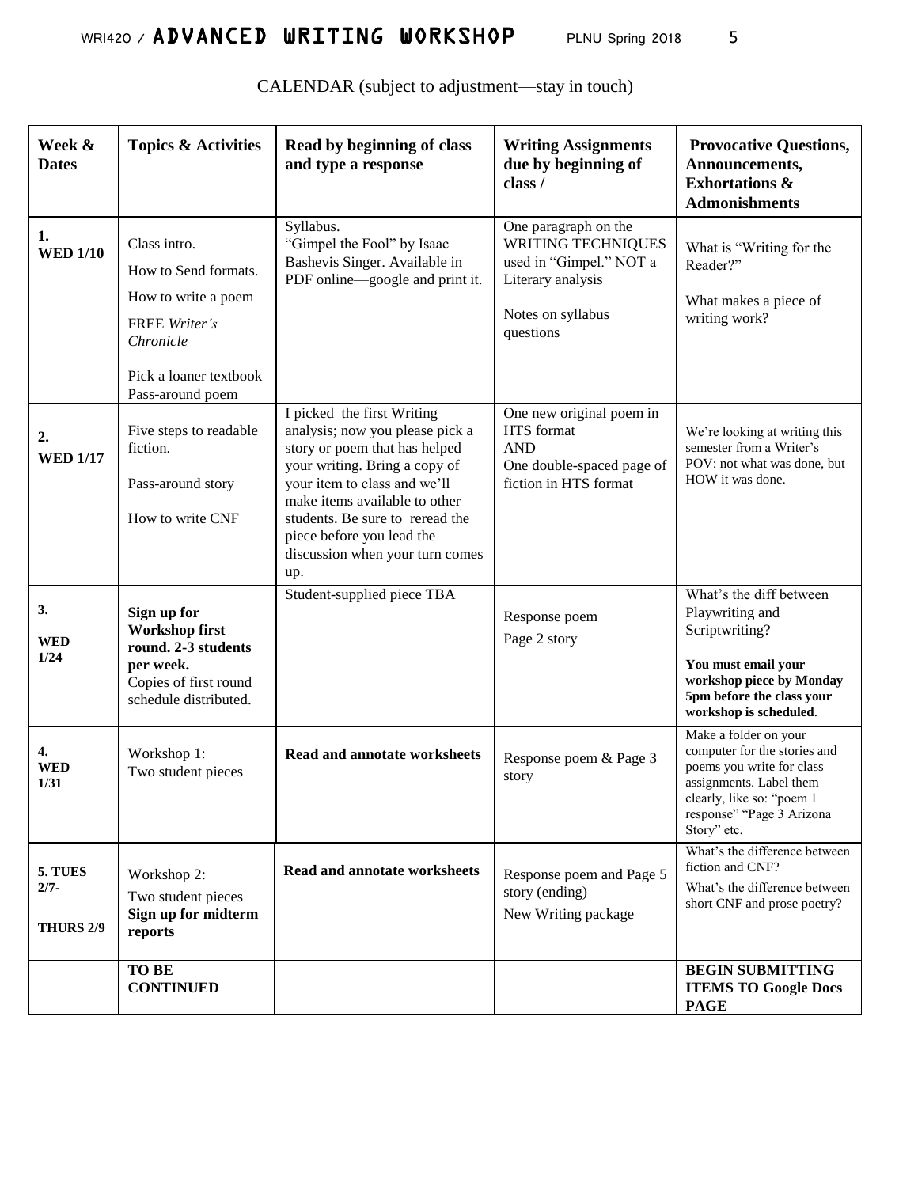CALENDAR (subject to adjustment—stay in touch)

| Week & Dates | Topics & Activities | Read by beginning of class and type a response | Writing Assignments due by beginning of class / | Provocative Questions, Announcements, Exhortations & Admonishments |
|---|---|---|---|---|
| 1. WED 1/10 | Class intro.<br>How to Send formats.<br>How to write a poem<br>FREE *Writer's Chronicle*<br>Pick a loaner textbook<br>Pass-around poem | Syllabus.<br>"Gimpel the Fool" by Isaac Bashevis Singer. Available in PDF online—google and print it. | One paragraph on the WRITING TECHNIQUES used in "Gimpel." NOT a Literary analysis<br>Notes on syllabus questions | What is "Writing for the Reader?"<br>What makes a piece of writing work? |
| 2. WED 1/17 | Five steps to readable fiction.<br>Pass-around story<br>How to write CNF | I picked the first Writing analysis; now you please pick a story or poem that has helped your writing. Bring a copy of your item to class and we'll make items available to other students. Be sure to reread the piece before you lead the discussion when your turn comes up. | One new original poem in HTS format<br>AND<br>One double-spaced page of fiction in HTS format | We're looking at writing this semester from a Writer's POV: not what was done, but HOW it was done. |
| 3. WED 1/24 | **Sign up for Workshop first round. 2-3 students per week.**<br>Copies of first round schedule distributed. | Student-supplied piece TBA | Response poem<br>Page 2 story | What's the diff between Playwriting and Scriptwriting?<br>**You must email your workshop piece by Monday 5pm before the class your workshop is scheduled**. |
| 4. WED 1/31 | Workshop 1:<br>Two student pieces | **Read and annotate worksheets** | Response poem & Page 3 story | Make a folder on your computer for the stories and poems you write for class assignments. Label them clearly, like so: "poem 1 response" "Page 3 Arizona Story" etc. |
| 5. TUES 2/7-<br>THURS 2/9 | Workshop 2:<br>Two student pieces<br>**Sign up for midterm reports** | **Read and annotate worksheets** | Response poem and Page 5 story (ending)<br>New Writing package | What's the difference between fiction and CNF?<br>What's the difference between short CNF and prose poetry? |
| | **TO BE CONTINUED** | | | **BEGIN SUBMITTING ITEMS TO Google Docs PAGE** |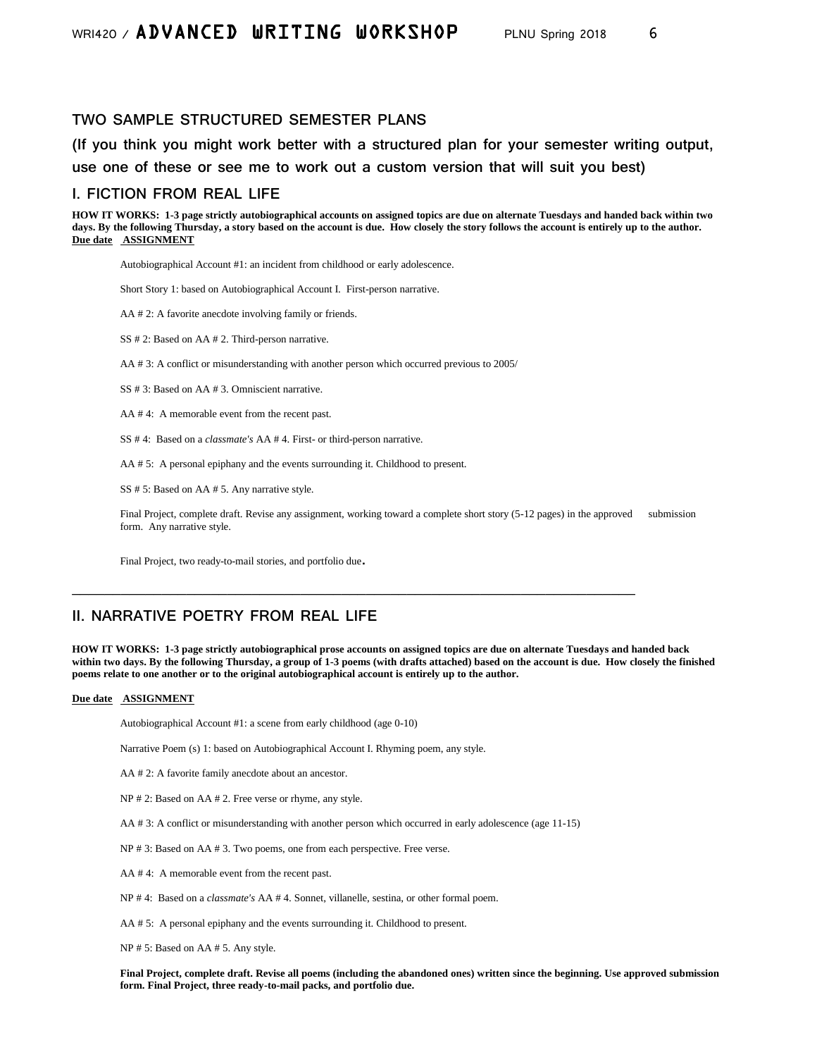## TWO SAMPLE STRUCTURED SEMESTER PLANS

## (If you think you might work better with a structured plan for your semester writing output, use one of these or see me to work out a custom version that will suit you best)

### I. FICTION FROM REAL LIFE

**HOW IT WORKS: 1-3 page strictly autobiographical accounts on assigned topics are due on alternate Tuesdays and handed back within two days. By the following Thursday, a story based on the account is due. How closely the story follows the account is entirely up to the author.**

**Due date ASSIGNMENT**

Autobiographical Account #1: an incident from childhood or early adolescence.

Short Story 1: based on Autobiographical Account I. First-person narrative.

AA # 2: A favorite anecdote involving family or friends.

SS # 2: Based on AA # 2. Third-person narrative.

AA # 3: A conflict or misunderstanding with another person which occurred previous to 2005/

SS # 3: Based on AA # 3. Omniscient narrative.

AA # 4: A memorable event from the recent past.

SS # 4: Based on a *classmate's* AA # 4. First- or third-person narrative.

AA # 5: A personal epiphany and the events surrounding it. Childhood to present.

SS # 5: Based on AA # 5. Any narrative style.

Final Project, complete draft. Revise any assignment, working toward a complete short story (5-12 pages) in the approved submission form. Any narrative style.

Final Project, two ready-to-mail stories, and portfolio due.

---

### II. NARRATIVE POETRY FROM REAL LIFE

**HOW IT WORKS: 1-3 page strictly autobiographical prose accounts on assigned topics are due on alternate Tuesdays and handed back within two days. By the following Thursday, a group of 1-3 poems (with drafts attached) based on the account is due. How closely the finished poems relate to one another or to the original autobiographical account is entirely up to the author.**

**Due date ASSIGNMENT**

Autobiographical Account #1: a scene from early childhood (age 0-10)

Narrative Poem (s) 1: based on Autobiographical Account I. Rhyming poem, any style.

AA # 2: A favorite family anecdote about an ancestor.

NP # 2: Based on AA # 2. Free verse or rhyme, any style.

AA # 3: A conflict or misunderstanding with another person which occurred in early adolescence (age 11-15)

NP # 3: Based on AA # 3. Two poems, one from each perspective. Free verse.

AA # 4: A memorable event from the recent past.

NP # 4: Based on a *classmate's* AA # 4. Sonnet, villanelle, sestina, or other formal poem.

AA # 5: A personal epiphany and the events surrounding it. Childhood to present.

NP # 5: Based on AA # 5. Any style.

**Final Project, complete draft. Revise all poems (including the abandoned ones) written since the beginning. Use approved submission form. Final Project, three ready-to-mail packs, and portfolio due.**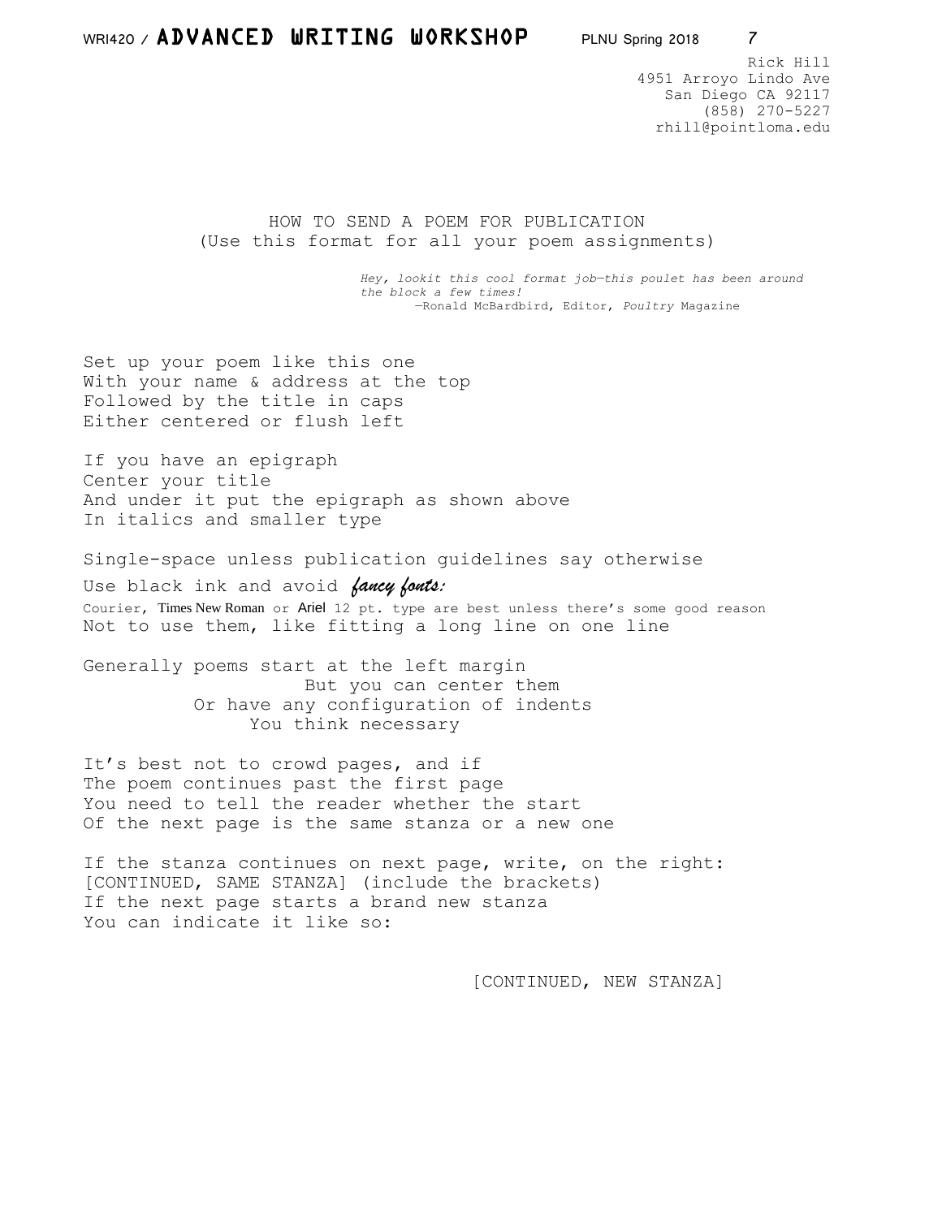Rick Hill
4951 Arroyo Lindo Ave
San Diego CA 92117
(858) 270-5227
rhill@pointloma.edu

HOW TO SEND A POEM FOR PUBLICATION
(Use this format for all your poem assignments)

*Hey, lookit this cool format job—this poulet has been around the block a few times!*
—Ronald McBardbird, Editor, *Poultry* Magazine

Set up your poem like this one
With your name & address at the top
Followed by the title in caps
Either centered or flush left

If you have an epigraph
Center your title
And under it put the epigraph as shown above
In italics and smaller type

Single-space unless publication guidelines say otherwise
Use black ink and avoid *fancy fonts:*
Courier, Times New Roman or Ariel 12 pt. type are best unless there's some good reason
Not to use them, like fitting a long line on one line

Generally poems start at the left margin
                    But you can center them
          Or have any configuration of indents
               You think necessary

It's best not to crowd pages, and if
The poem continues past the first page
You need to tell the reader whether the start
Of the next page is the same stanza or a new one

If the stanza continues on next page, write, on the right:
[CONTINUED, SAME STANZA] (include the brackets)
If the next page starts a brand new stanza
You can indicate it like so:

[CONTINUED, NEW STANZA]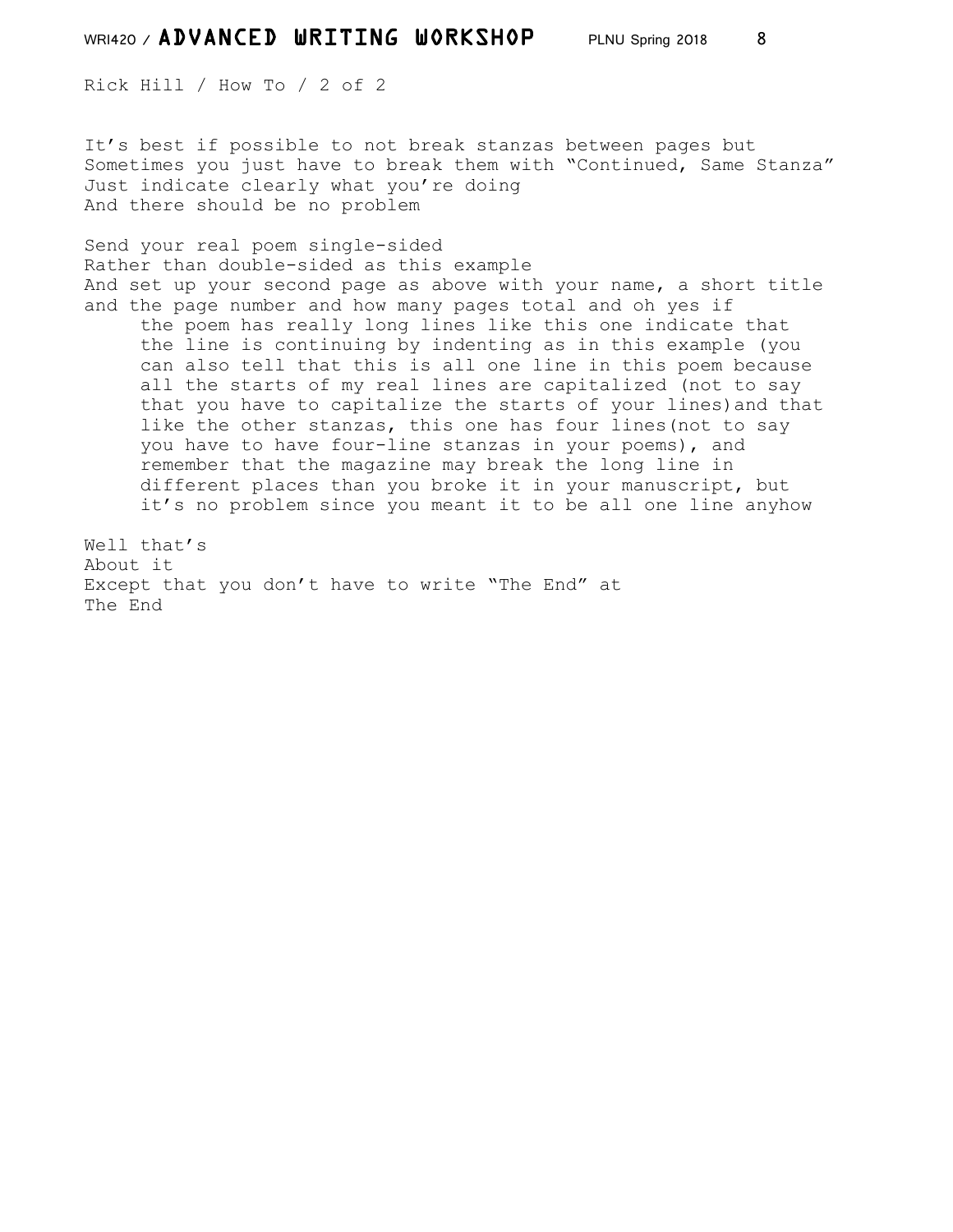Rick Hill / How To / 2 of 2

It's best if possible to not break stanzas between pages but  
Sometimes you just have to break them with "Continued, Same Stanza"  
Just indicate clearly what you're doing  
And there should be no problem

Send your real poem single-sided  
Rather than double-sided as this example  
And set up your second page as above with your name, a short title  
and the page number and how many pages total and oh yes if  
&nbsp;&nbsp;&nbsp;&nbsp;&nbsp;the poem has really long lines like this one indicate that  
&nbsp;&nbsp;&nbsp;&nbsp;&nbsp;the line is continuing by indenting as in this example (you  
&nbsp;&nbsp;&nbsp;&nbsp;&nbsp;can also tell that this is all one line in this poem because  
&nbsp;&nbsp;&nbsp;&nbsp;&nbsp;all the starts of my real lines are capitalized (not to say  
&nbsp;&nbsp;&nbsp;&nbsp;&nbsp;that you have to capitalize the starts of your lines)and that  
&nbsp;&nbsp;&nbsp;&nbsp;&nbsp;like the other stanzas, this one has four lines(not to say  
&nbsp;&nbsp;&nbsp;&nbsp;&nbsp;you have to have four-line stanzas in your poems), and  
&nbsp;&nbsp;&nbsp;&nbsp;&nbsp;remember that the magazine may break the long line in  
&nbsp;&nbsp;&nbsp;&nbsp;&nbsp;different places than you broke it in your manuscript, but  
&nbsp;&nbsp;&nbsp;&nbsp;&nbsp;it's no problem since you meant it to be all one line anyhow

Well that's  
About it  
Except that you don't have to write "The End" at  
The End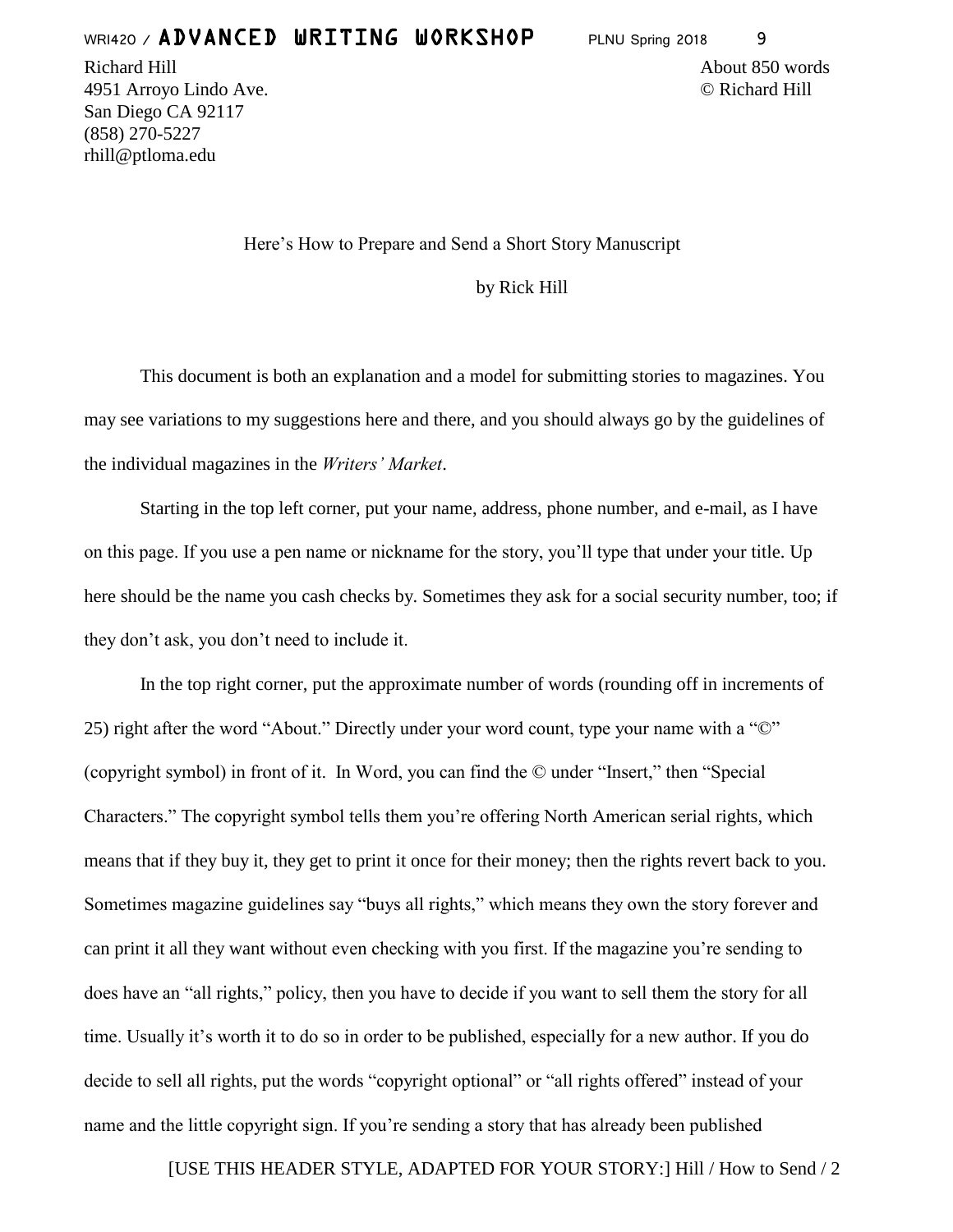Richard Hill
4951 Arroyo Lindo Ave.
San Diego CA 92117
(858) 270-5227
rhill@ptloma.edu

About 850 words
© Richard Hill

Here's How to Prepare and Send a Short Story Manuscript

by Rick Hill

This document is both an explanation and a model for submitting stories to magazines. You may see variations to my suggestions here and there, and you should always go by the guidelines of the individual magazines in the *Writers' Market*.

Starting in the top left corner, put your name, address, phone number, and e-mail, as I have on this page. If you use a pen name or nickname for the story, you'll type that under your title. Up here should be the name you cash checks by. Sometimes they ask for a social security number, too; if they don't ask, you don't need to include it.

In the top right corner, put the approximate number of words (rounding off in increments of 25) right after the word "About." Directly under your word count, type your name with a "©" (copyright symbol) in front of it. In Word, you can find the © under "Insert," then "Special Characters." The copyright symbol tells them you're offering North American serial rights, which means that if they buy it, they get to print it once for their money; then the rights revert back to you. Sometimes magazine guidelines say "buys all rights," which means they own the story forever and can print it all they want without even checking with you first. If the magazine you're sending to does have an "all rights," policy, then you have to decide if you want to sell them the story for all time. Usually it's worth it to do so in order to be published, especially for a new author. If you do decide to sell all rights, put the words "copyright optional" or "all rights offered" instead of your name and the little copyright sign. If you're sending a story that has already been published

[USE THIS HEADER STYLE, ADAPTED FOR YOUR STORY:] Hill / How to Send / 2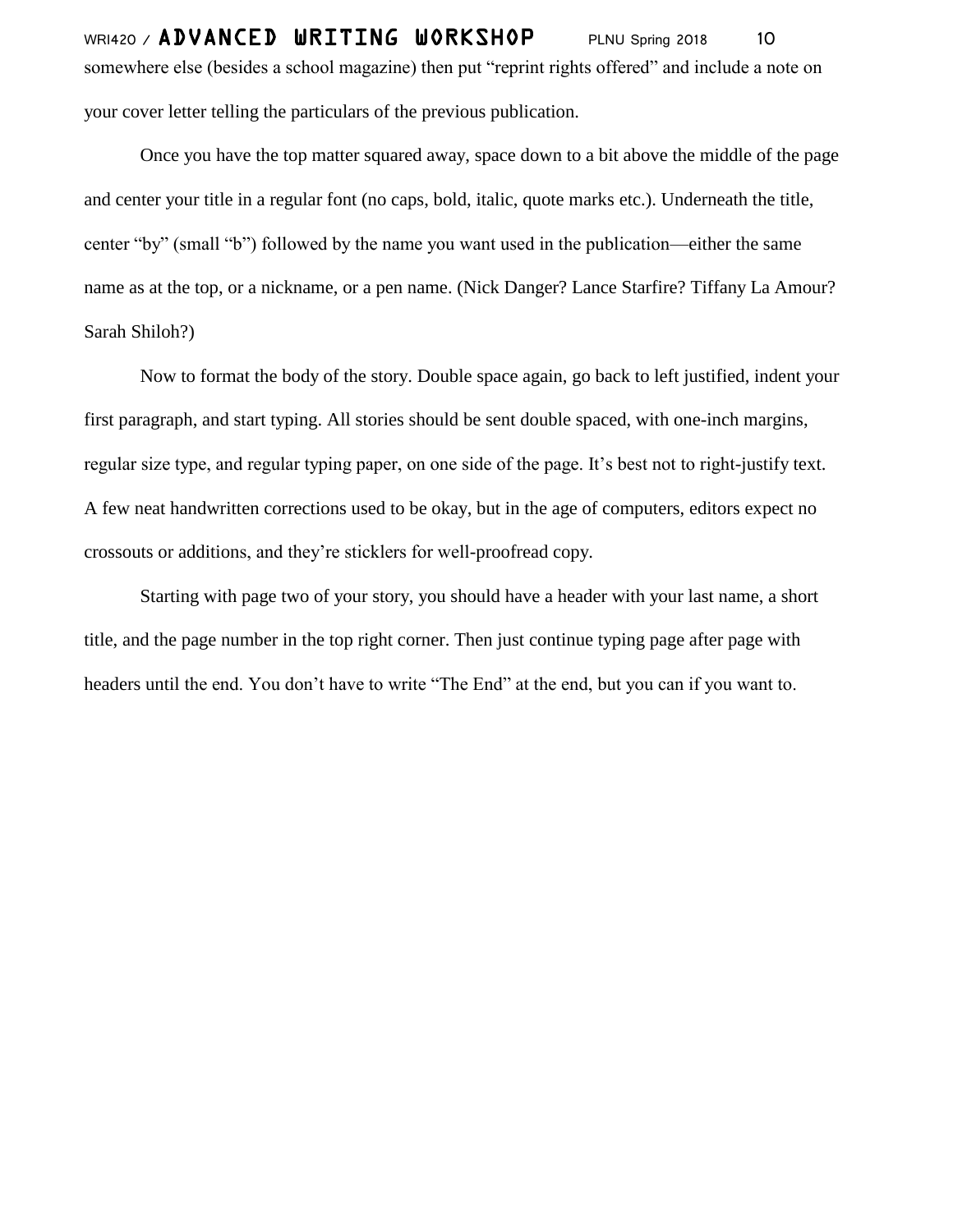somewhere else (besides a school magazine) then put "reprint rights offered" and include a note on your cover letter telling the particulars of the previous publication.

Once you have the top matter squared away, space down to a bit above the middle of the page and center your title in a regular font (no caps, bold, italic, quote marks etc.). Underneath the title, center "by" (small "b") followed by the name you want used in the publication—either the same name as at the top, or a nickname, or a pen name. (Nick Danger? Lance Starfire? Tiffany La Amour? Sarah Shiloh?)

Now to format the body of the story. Double space again, go back to left justified, indent your first paragraph, and start typing. All stories should be sent double spaced, with one-inch margins, regular size type, and regular typing paper, on one side of the page. It's best not to right-justify text. A few neat handwritten corrections used to be okay, but in the age of computers, editors expect no crossouts or additions, and they're sticklers for well-proofread copy.

Starting with page two of your story, you should have a header with your last name, a short title, and the page number in the top right corner. Then just continue typing page after page with headers until the end. You don't have to write "The End" at the end, but you can if you want to.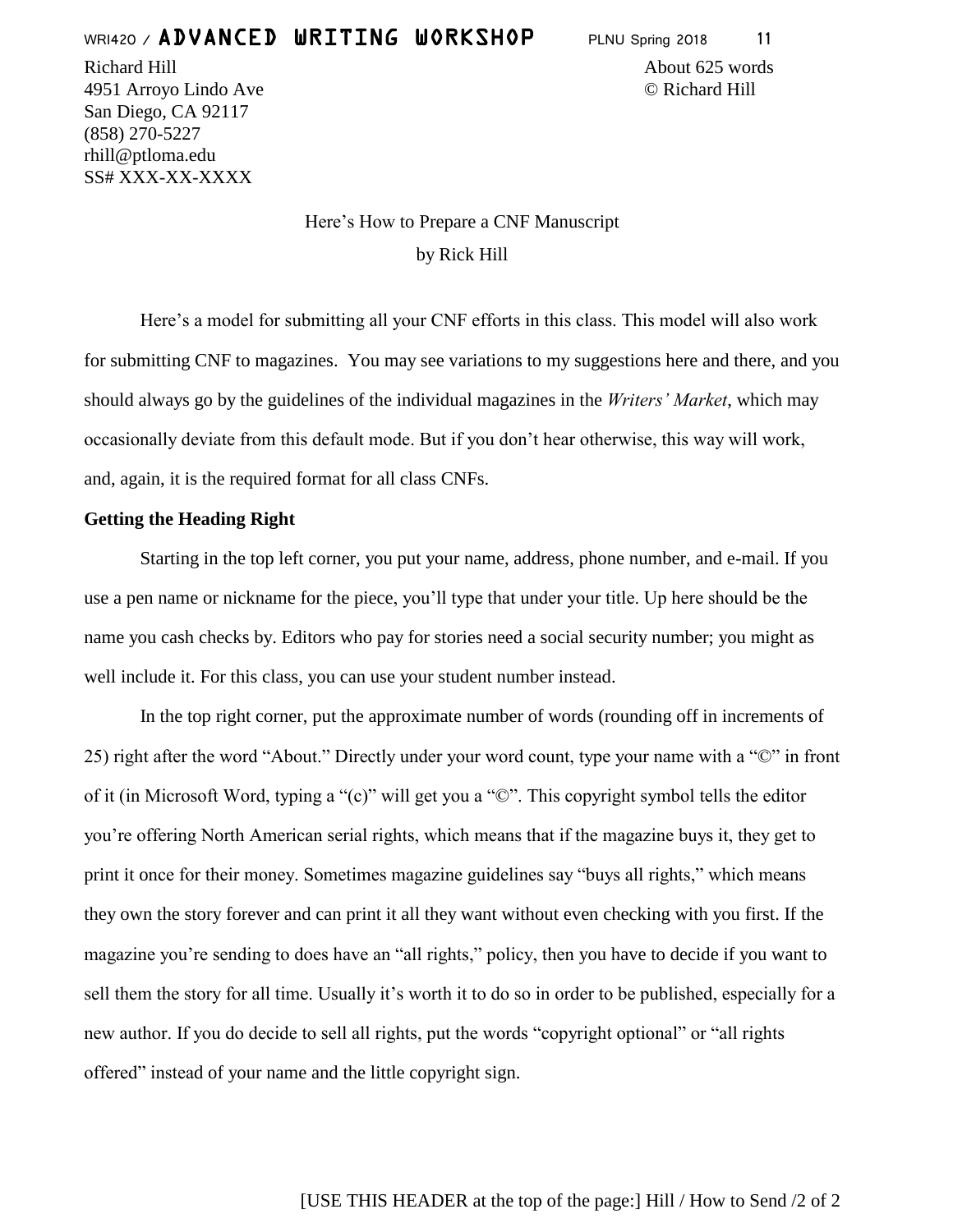Richard Hill
4951 Arroyo Lindo Ave
San Diego, CA 92117
(858) 270-5227
rhill@ptloma.edu
SS# XXX-XX-XXXX

About 625 words
© Richard Hill

Here's How to Prepare a CNF Manuscript

by Rick Hill

Here's a model for submitting all your CNF efforts in this class. This model will also work for submitting CNF to magazines. You may see variations to my suggestions here and there, and you should always go by the guidelines of the individual magazines in the *Writers' Market*, which may occasionally deviate from this default mode. But if you don't hear otherwise, this way will work, and, again, it is the required format for all class CNFs.

**Getting the Heading Right**

Starting in the top left corner, you put your name, address, phone number, and e-mail. If you use a pen name or nickname for the piece, you'll type that under your title. Up here should be the name you cash checks by. Editors who pay for stories need a social security number; you might as well include it. For this class, you can use your student number instead.

In the top right corner, put the approximate number of words (rounding off in increments of 25) right after the word "About." Directly under your word count, type your name with a "©" in front of it (in Microsoft Word, typing a "(c)" will get you a "©". This copyright symbol tells the editor you're offering North American serial rights, which means that if the magazine buys it, they get to print it once for their money. Sometimes magazine guidelines say "buys all rights," which means they own the story forever and can print it all they want without even checking with you first. If the magazine you're sending to does have an "all rights," policy, then you have to decide if you want to sell them the story for all time. Usually it's worth it to do so in order to be published, especially for a new author. If you do decide to sell all rights, put the words "copyright optional" or "all rights offered" instead of your name and the little copyright sign.

[USE THIS HEADER at the top of the page:] Hill / How to Send /2 of 2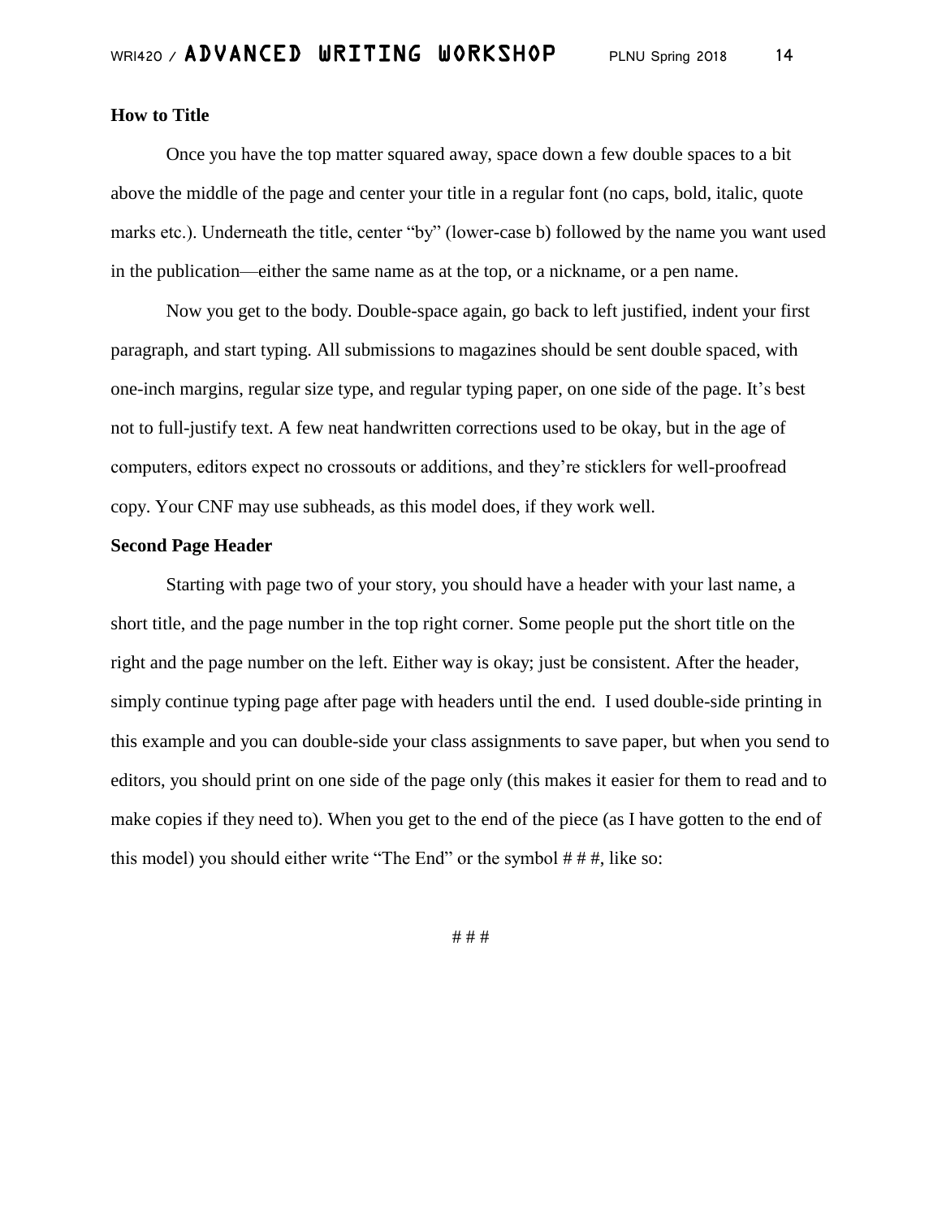**How to Title**

Once you have the top matter squared away, space down a few double spaces to a bit above the middle of the page and center your title in a regular font (no caps, bold, italic, quote marks etc.). Underneath the title, center "by" (lower-case b) followed by the name you want used in the publication—either the same name as at the top, or a nickname, or a pen name.

Now you get to the body. Double-space again, go back to left justified, indent your first paragraph, and start typing. All submissions to magazines should be sent double spaced, with one-inch margins, regular size type, and regular typing paper, on one side of the page. It's best not to full-justify text. A few neat handwritten corrections used to be okay, but in the age of computers, editors expect no crossouts or additions, and they're sticklers for well-proofread copy. Your CNF may use subheads, as this model does, if they work well.

**Second Page Header**

Starting with page two of your story, you should have a header with your last name, a short title, and the page number in the top right corner. Some people put the short title on the right and the page number on the left. Either way is okay; just be consistent. After the header, simply continue typing page after page with headers until the end. I used double-side printing in this example and you can double-side your class assignments to save paper, but when you send to editors, you should print on one side of the page only (this makes it easier for them to read and to make copies if they need to). When you get to the end of the piece (as I have gotten to the end of this model) you should either write "The End" or the symbol # # #, like so:

# # #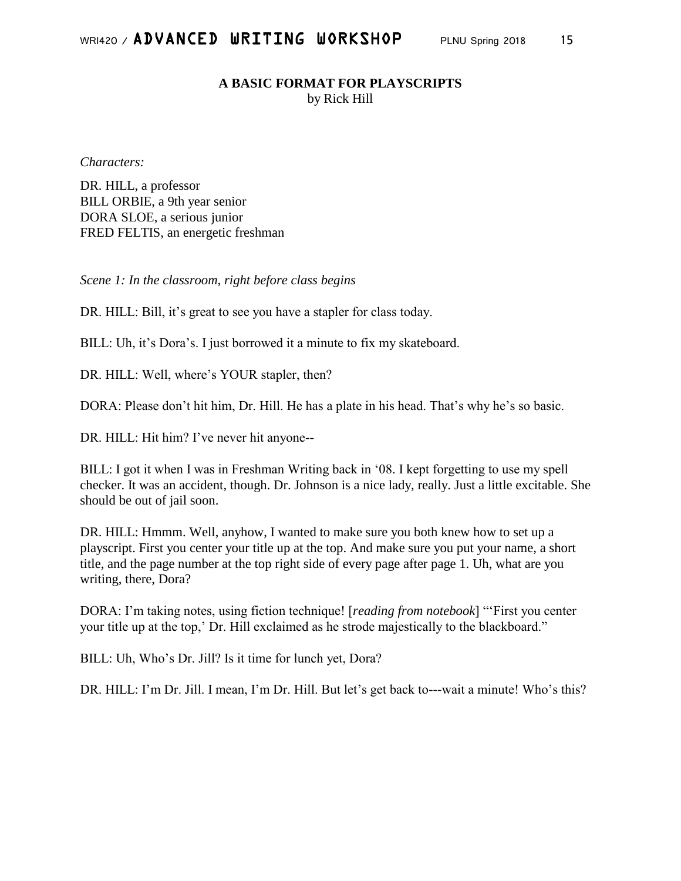**A BASIC FORMAT FOR PLAYSCRIPTS**
by Rick Hill

*Characters:*

DR. HILL, a professor
BILL ORBIE, a 9th year senior
DORA SLOE, a serious junior
FRED FELTIS, an energetic freshman

*Scene 1: In the classroom, right before class begins*

DR. HILL: Bill, it's great to see you have a stapler for class today.

BILL: Uh, it's Dora's. I just borrowed it a minute to fix my skateboard.

DR. HILL: Well, where's YOUR stapler, then?

DORA: Please don't hit him, Dr. Hill. He has a plate in his head. That's why he's so basic.

DR. HILL: Hit him? I've never hit anyone--

BILL: I got it when I was in Freshman Writing back in '08. I kept forgetting to use my spell checker. It was an accident, though. Dr. Johnson is a nice lady, really. Just a little excitable. She should be out of jail soon.

DR. HILL: Hmmm. Well, anyhow, I wanted to make sure you both knew how to set up a playscript. First you center your title up at the top. And make sure you put your name, a short title, and the page number at the top right side of every page after page 1. Uh, what are you writing, there, Dora?

DORA: I'm taking notes, using fiction technique! [*reading from notebook*] "'First you center your title up at the top,' Dr. Hill exclaimed as he strode majestically to the blackboard."

BILL: Uh, Who's Dr. Jill? Is it time for lunch yet, Dora?

DR. HILL: I'm Dr. Jill. I mean, I'm Dr. Hill. But let's get back to---wait a minute! Who's this?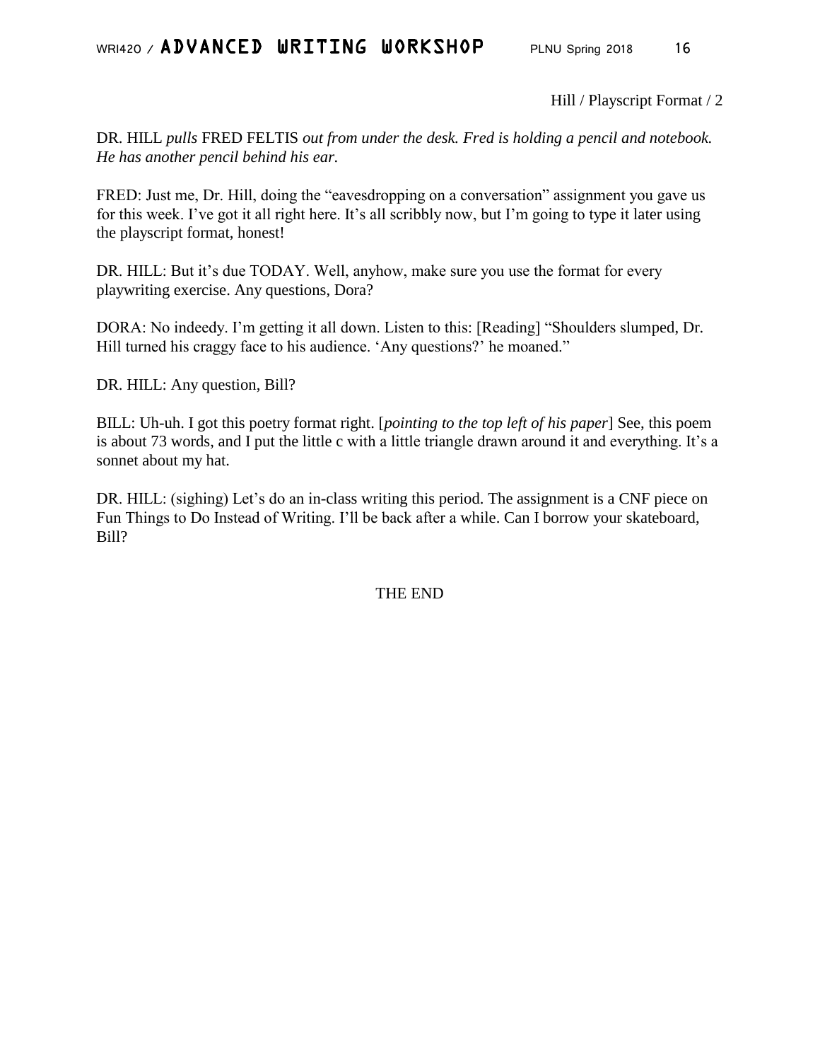DR. HILL *pulls* FRED FELTIS *out from under the desk. Fred is holding a pencil and notebook. He has another pencil behind his ear.*

FRED: Just me, Dr. Hill, doing the "eavesdropping on a conversation" assignment you gave us for this week. I've got it all right here. It's all scribbly now, but I'm going to type it later using the playscript format, honest!

DR. HILL: But it's due TODAY. Well, anyhow, make sure you use the format for every playwriting exercise. Any questions, Dora?

DORA: No indeedy. I'm getting it all down. Listen to this: [Reading] "Shoulders slumped, Dr. Hill turned his craggy face to his audience. 'Any questions?' he moaned."

DR. HILL: Any question, Bill?

BILL: Uh-uh. I got this poetry format right. [*pointing to the top left of his paper*] See, this poem is about 73 words, and I put the little c with a little triangle drawn around it and everything. It's a sonnet about my hat.

DR. HILL: (sighing) Let's do an in-class writing this period. The assignment is a CNF piece on Fun Things to Do Instead of Writing. I'll be back after a while. Can I borrow your skateboard, Bill?

THE END